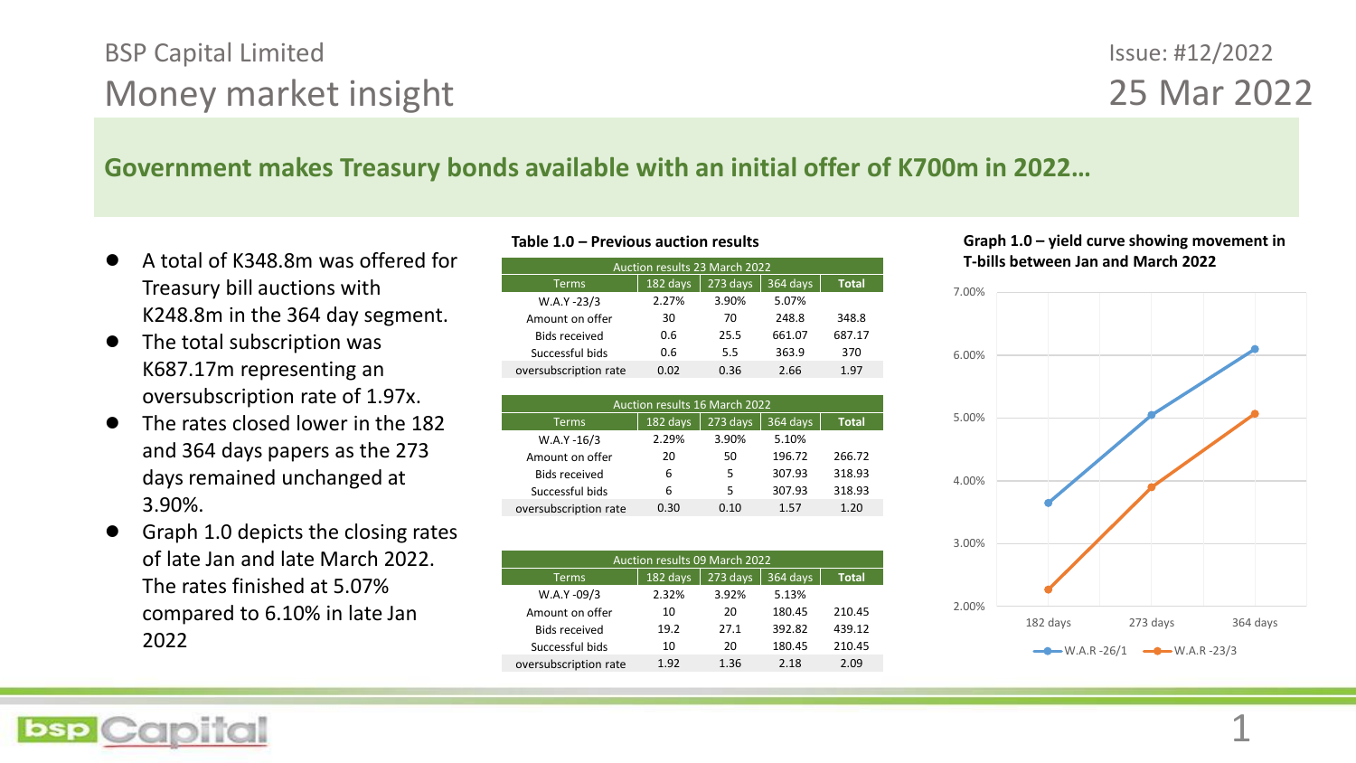BSP Capital Limited

# Money market insight

Issue: #12/2022

25 Mar 2022

## Government makes Treasury bonds available with an initial offer of K700m in 2022…

- A total of K348.8m was offered for Treasury bill auctions with K248.8m in the 364 day segment.
- The total subscription was K687.17m representing an oversubscription rate of 1.97x.
- The rates closed lower in the 182 and 364 days papers as the 273 days remained unchanged at 3.90%.
- Graph 1.0 depicts the closing rates of late Jan and late March 2022. The rates finished at 5.07% compared to 6.10% in late Jan 2022

**Table 1.0 – Previous auction results**

| Auction results 23 March 2022 | | | | |
|---|---|---|---|---|
| Terms | 182 days | 273 days | 364 days | Total |
| W.A.Y -23/3 | 2.27% | 3.90% | 5.07% | |
| Amount on offer | 30 | 70 | 248.8 | 348.8 |
| Bids received | 0.6 | 25.5 | 661.07 | 687.17 |
| Successful bids | 0.6 | 5.5 | 363.9 | 370 |
| oversubscription rate | 0.02 | 0.36 | 2.66 | 1.97 |

| Auction results 16 March 2022 | | | | |
|---|---|---|---|---|
| Terms | 182 days | 273 days | 364 days | Total |
| W.A.Y -16/3 | 2.29% | 3.90% | 5.10% | |
| Amount on offer | 20 | 50 | 196.72 | 266.72 |
| Bids received | 6 | 5 | 307.93 | 318.93 |
| Successful bids | 6 | 5 | 307.93 | 318.93 |
| oversubscription rate | 0.30 | 0.10 | 1.57 | 1.20 |

| Auction results 09 March 2022 | | | | |
|---|---|---|---|---|
| Terms | 182 days | 273 days | 364 days | Total |
| W.A.Y -09/3 | 2.32% | 3.92% | 5.13% | |
| Amount on offer | 10 | 20 | 180.45 | 210.45 |
| Bids received | 19.2 | 27.1 | 392.82 | 439.12 |
| Successful bids | 10 | 20 | 180.45 | 210.45 |
| oversubscription rate | 1.92 | 1.36 | 2.18 | 2.09 |

**Graph 1.0 – yield curve showing movement in T-bills between Jan and March 2022**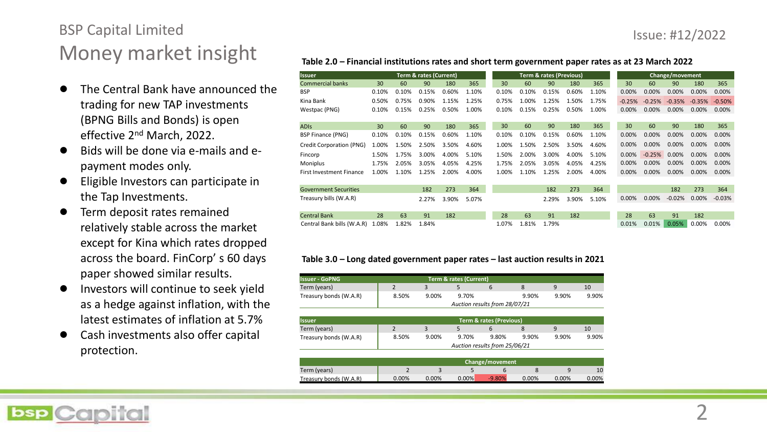# BSP Capital Limited

## Money market insight

- The Central Bank have announced the trading for new TAP investments (BPNG Bills and Bonds) is open effective 2nd March, 2022.
- Bids will be done via e-mails and e-payment modes only.
- Eligible Investors can participate in the Tap Investments.
- Term deposit rates remained relatively stable across the market except for Kina which rates dropped across the board. FinCorp' s 60 days paper showed similar results.
- Investors will continue to seek yield as a hedge against inflation, with the latest estimates of inflation at 5.7%
- Cash investments also offer capital protection.

**Table 2.0 – Financial institutions rates and short term government paper rates as at 23 March 2022**

| Issuer | Term & rates (Current) | | | | | Term & rates (Previous) | | | | | Change/movement | | | | |
|---|---|---|---|---|---|---|---|---|---|---|---|---|---|---|---|
| Commercial banks | 30 | 60 | 90 | 180 | 365 | 30 | 60 | 90 | 180 | 365 | 30 | 60 | 90 | 180 | 365 |
| BSP | 0.10% | 0.10% | 0.15% | 0.60% | 1.10% | 0.10% | 0.10% | 0.15% | 0.60% | 1.10% | 0.00% | 0.00% | 0.00% | 0.00% | 0.00% |
| Kina Bank | 0.50% | 0.75% | 0.90% | 1.15% | 1.25% | 0.75% | 1.00% | 1.25% | 1.50% | 1.75% | -0.25% | -0.25% | -0.35% | -0.35% | -0.50% |
| Westpac (PNG) | 0.10% | 0.15% | 0.25% | 0.50% | 1.00% | 0.10% | 0.15% | 0.25% | 0.50% | 1.00% | 0.00% | 0.00% | 0.00% | 0.00% | 0.00% |
| ADIs | 30 | 60 | 90 | 180 | 365 | 30 | 60 | 90 | 180 | 365 | 30 | 60 | 90 | 180 | 365 |
| BSP Finance (PNG) | 0.10% | 0.10% | 0.15% | 0.60% | 1.10% | 0.10% | 0.10% | 0.15% | 0.60% | 1.10% | 0.00% | 0.00% | 0.00% | 0.00% | 0.00% |
| Credit Corporation (PNG) | 1.00% | 1.50% | 2.50% | 3.50% | 4.60% | 1.00% | 1.50% | 2.50% | 3.50% | 4.60% | 0.00% | 0.00% | 0.00% | 0.00% | 0.00% |
| Fincorp | 1.50% | 1.75% | 3.00% | 4.00% | 5.10% | 1.50% | 2.00% | 3.00% | 4.00% | 5.10% | 0.00% | -0.25% | 0.00% | 0.00% | 0.00% |
| Moniplus | 1.75% | 2.05% | 3.05% | 4.05% | 4.25% | 1.75% | 2.05% | 3.05% | 4.05% | 4.25% | 0.00% | 0.00% | 0.00% | 0.00% | 0.00% |
| First Investment Finance | 1.00% | 1.10% | 1.25% | 2.00% | 4.00% | 1.00% | 1.10% | 1.25% | 2.00% | 4.00% | 0.00% | 0.00% | 0.00% | 0.00% | 0.00% |
| Government Securities | | | 182 | 273 | 364 | | | 182 | 273 | 364 | | | 182 | 273 | 364 |
| Treasury bills (W.A.R) | | | 2.27% | 3.90% | 5.07% | | | 2.29% | 3.90% | 5.10% | 0.00% | 0.00% | -0.02% | 0.00% | -0.03% |
| Central Bank | 28 | 63 | 91 | 182 | | 28 | 63 | 91 | 182 | | 28 | 63 | 91 | 182 | |
| Central Bank bills (W.A.R) | 1.08% | 1.82% | 1.84% | | | 1.07% | 1.81% | 1.79% | | | 0.01% | 0.01% | 0.05% | 0.00% | 0.00% |

**Table 3.0 – Long dated government paper rates – last auction results in 2021**

| Issuer - GoPNG | Term & rates (Current) | | | | | | |
|---|---|---|---|---|---|---|---|
| Term (years) | 2 | 3 | 5 | 6 | 8 | 9 | 10 |
| Treasury bonds (W.A.R) | 8.50% | 9.00% | 9.70% | | 9.90% | 9.90% | 9.90% |
| | *Auction results from 28/07/21* | | | | | | |

| Issuer | Term & rates (Previous) | | | | | | |
|---|---|---|---|---|---|---|---|
| Term (years) | 2 | 3 | 5 | 6 | 8 | 9 | 10 |
| Treasury bonds (W.A.R) | 8.50% | 9.00% | 9.70% | 9.80% | 9.90% | 9.90% | 9.90% |
| | *Auction results from 25/06/21* | | | | | | |

| | Change/movement | | | | | | |
|---|---|---|---|---|---|---|---|
| Term (years) | 2 | 3 | 5 | 6 | 8 | 9 | 10 |
| Treasury bonds (W.A.R) | 0.00% | 0.00% | 0.00% | -9.80% | 0.00% | 0.00% | 0.00% |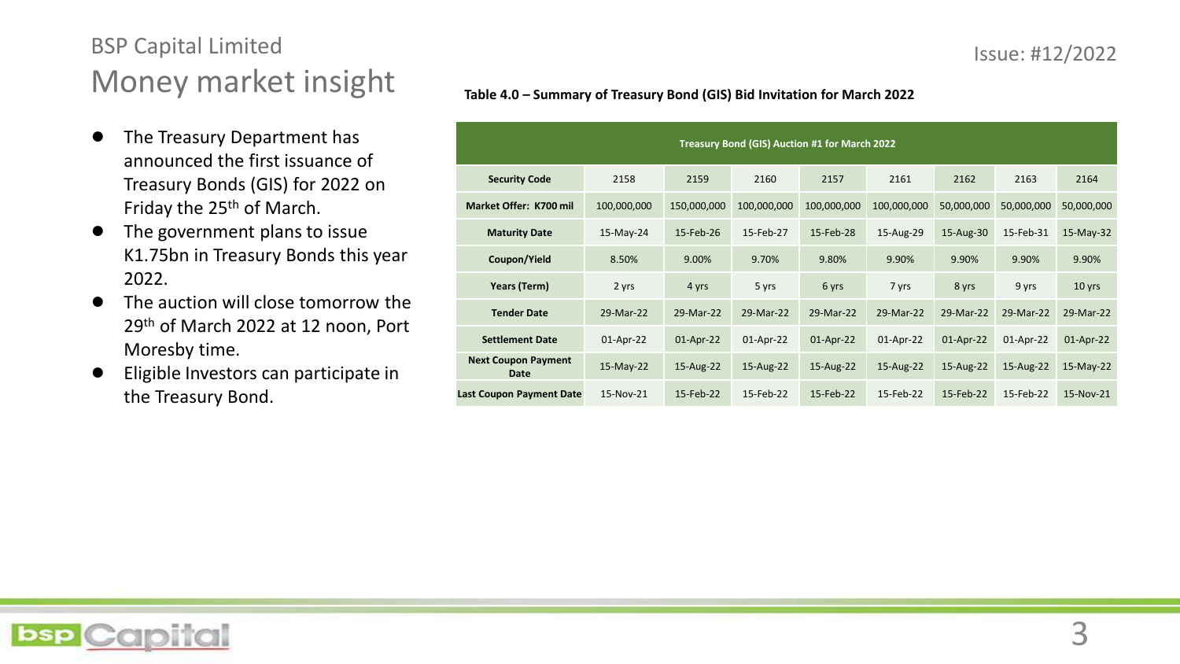## BSP Capital Limited

# Money market insight

Issue: #12/2022

- The Treasury Department has announced the first issuance of Treasury Bonds (GIS) for 2022 on Friday the 25th of March.
- The government plans to issue K1.75bn in Treasury Bonds this year 2022.
- The auction will close tomorrow the 29th of March 2022 at 12 noon, Port Moresby time.
- Eligible Investors can participate in the Treasury Bond.

**Table 4.0 – Summary of Treasury Bond (GIS) Bid Invitation for March 2022**

| Treasury Bond (GIS) Auction #1 for March 2022 | | | | | | | | |
|---|---|---|---|---|---|---|---|---|
| **Security Code** | 2158 | 2159 | 2160 | 2157 | 2161 | 2162 | 2163 | 2164 |
| **Market Offer: K700 mil** | 100,000,000 | 150,000,000 | 100,000,000 | 100,000,000 | 100,000,000 | 50,000,000 | 50,000,000 | 50,000,000 |
| **Maturity Date** | 15-May-24 | 15-Feb-26 | 15-Feb-27 | 15-Feb-28 | 15-Aug-29 | 15-Aug-30 | 15-Feb-31 | 15-May-32 |
| **Coupon/Yield** | 8.50% | 9.00% | 9.70% | 9.80% | 9.90% | 9.90% | 9.90% | 9.90% |
| **Years (Term)** | 2 yrs | 4 yrs | 5 yrs | 6 yrs | 7 yrs | 8 yrs | 9 yrs | 10 yrs |
| **Tender Date** | 29-Mar-22 | 29-Mar-22 | 29-Mar-22 | 29-Mar-22 | 29-Mar-22 | 29-Mar-22 | 29-Mar-22 | 29-Mar-22 |
| **Settlement Date** | 01-Apr-22 | 01-Apr-22 | 01-Apr-22 | 01-Apr-22 | 01-Apr-22 | 01-Apr-22 | 01-Apr-22 | 01-Apr-22 |
| **Next Coupon Payment Date** | 15-May-22 | 15-Aug-22 | 15-Aug-22 | 15-Aug-22 | 15-Aug-22 | 15-Aug-22 | 15-Aug-22 | 15-May-22 |
| **Last Coupon Payment Date** | 15-Nov-21 | 15-Feb-22 | 15-Feb-22 | 15-Feb-22 | 15-Feb-22 | 15-Feb-22 | 15-Feb-22 | 15-Nov-21 |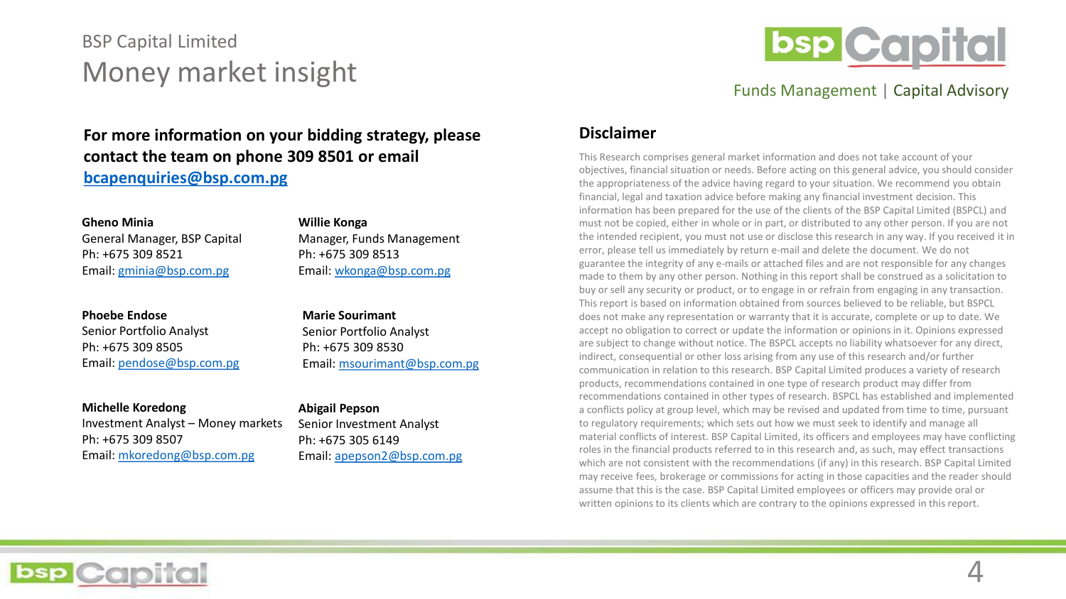BSP Capital Limited

# Money market insight

Funds Management | Capital Advisory

**For more information on your bidding strategy, please contact the team on phone 309 8501 or email bcapenquiries@bsp.com.pg**

**Gheno Minia**
General Manager, BSP Capital
Ph: +675 309 8521
Email: gminia@bsp.com.pg

**Willie Konga**
Manager, Funds Management
Ph: +675 309 8513
Email: wkonga@bsp.com.pg

**Phoebe Endose**
Senior Portfolio Analyst
Ph: +675 309 8505
Email: pendose@bsp.com.pg

**Marie Sourimant**
Senior Portfolio Analyst
Ph: +675 309 8530
Email: msourimant@bsp.com.pg

**Michelle Koredong**
Investment Analyst – Money markets
Ph: +675 309 8507
Email: mkoredong@bsp.com.pg

**Abigail Pepson**
Senior Investment Analyst
Ph: +675 305 6149
Email: apepson2@bsp.com.pg

## Disclaimer

This Research comprises general market information and does not take account of your objectives, financial situation or needs. Before acting on this general advice, you should consider the appropriateness of the advice having regard to your situation. We recommend you obtain financial, legal and taxation advice before making any financial investment decision. This information has been prepared for the use of the clients of the BSP Capital Limited (BSPCL) and must not be copied, either in whole or in part, or distributed to any other person. If you are not the intended recipient, you must not use or disclose this research in any way. If you received it in error, please tell us immediately by return e-mail and delete the document. We do not guarantee the integrity of any e-mails or attached files and are not responsible for any changes made to them by any other person. Nothing in this report shall be construed as a solicitation to buy or sell any security or product, or to engage in or refrain from engaging in any transaction. This report is based on information obtained from sources believed to be reliable, but BSPCL does not make any representation or warranty that it is accurate, complete or up to date. We accept no obligation to correct or update the information or opinions in it. Opinions expressed are subject to change without notice. The BSPCL accepts no liability whatsoever for any direct, indirect, consequential or other loss arising from any use of this research and/or further communication in relation to this research. BSP Capital Limited produces a variety of research products, recommendations contained in one type of research product may differ from recommendations contained in other types of research. BSPCL has established and implemented a conflicts policy at group level, which may be revised and updated from time to time, pursuant to regulatory requirements; which sets out how we must seek to identify and manage all material conflicts of interest. BSP Capital Limited, its officers and employees may have conflicting roles in the financial products referred to in this research and, as such, may effect transactions which are not consistent with the recommendations (if any) in this research. BSP Capital Limited may receive fees, brokerage or commissions for acting in those capacities and the reader should assume that this is the case. BSP Capital Limited employees or officers may provide oral or written opinions to its clients which are contrary to the opinions expressed in this report.